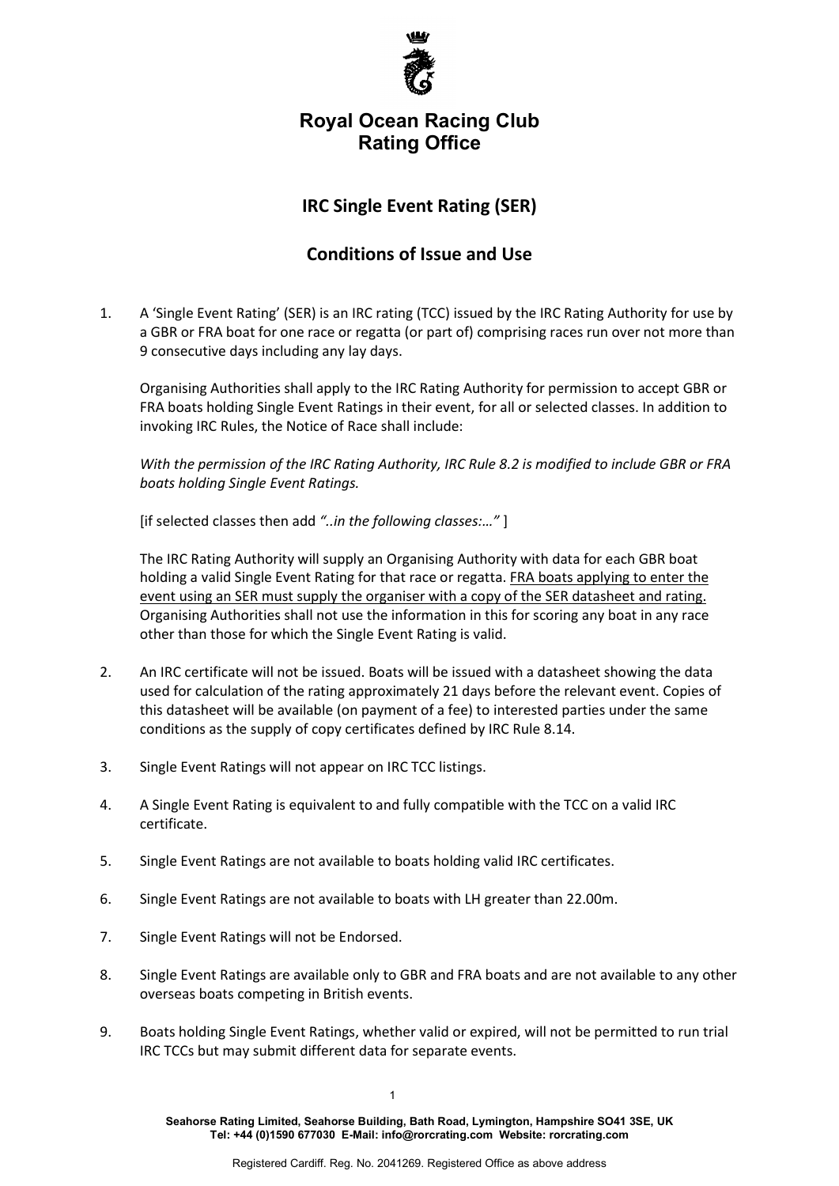# Royal Ocean Racing Club
# Rating Office

## IRC Single Event Rating (SER)

## Conditions of Issue and Use

1. A 'Single Event Rating' (SER) is an IRC rating (TCC) issued by the IRC Rating Authority for use by a GBR or FRA boat for one race or regatta (or part of) comprising races run over not more than 9 consecutive days including any lay days.

   Organising Authorities shall apply to the IRC Rating Authority for permission to accept GBR or FRA boats holding Single Event Ratings in their event, for all or selected classes. In addition to invoking IRC Rules, the Notice of Race shall include:

   *With the permission of the IRC Rating Authority, IRC Rule 8.2 is modified to include GBR or FRA boats holding Single Event Ratings.*

   [if selected classes then add *"..in the following classes:…"* ]

   The IRC Rating Authority will supply an Organising Authority with data for each GBR boat holding a valid Single Event Rating for that race or regatta. <u>FRA boats applying to enter the event using an SER must supply the organiser with a copy of the SER datasheet and rating.</u> Organising Authorities shall not use the information in this for scoring any boat in any race other than those for which the Single Event Rating is valid.

2. An IRC certificate will not be issued. Boats will be issued with a datasheet showing the data used for calculation of the rating approximately 21 days before the relevant event. Copies of this datasheet will be available (on payment of a fee) to interested parties under the same conditions as the supply of copy certificates defined by IRC Rule 8.14.

3. Single Event Ratings will not appear on IRC TCC listings.

4. A Single Event Rating is equivalent to and fully compatible with the TCC on a valid IRC certificate.

5. Single Event Ratings are not available to boats holding valid IRC certificates.

6. Single Event Ratings are not available to boats with LH greater than 22.00m.

7. Single Event Ratings will not be Endorsed.

8. Single Event Ratings are available only to GBR and FRA boats and are not available to any other overseas boats competing in British events.

9. Boats holding Single Event Ratings, whether valid or expired, will not be permitted to run trial IRC TCCs but may submit different data for separate events.

**Seahorse Rating Limited, Seahorse Building, Bath Road, Lymington, Hampshire SO41 3SE, UK**
**Tel: +44 (0)1590 677030 E-Mail: info@rorcrating.com Website: rorcrating.com**

Registered Cardiff. Reg. No. 2041269. Registered Office as above address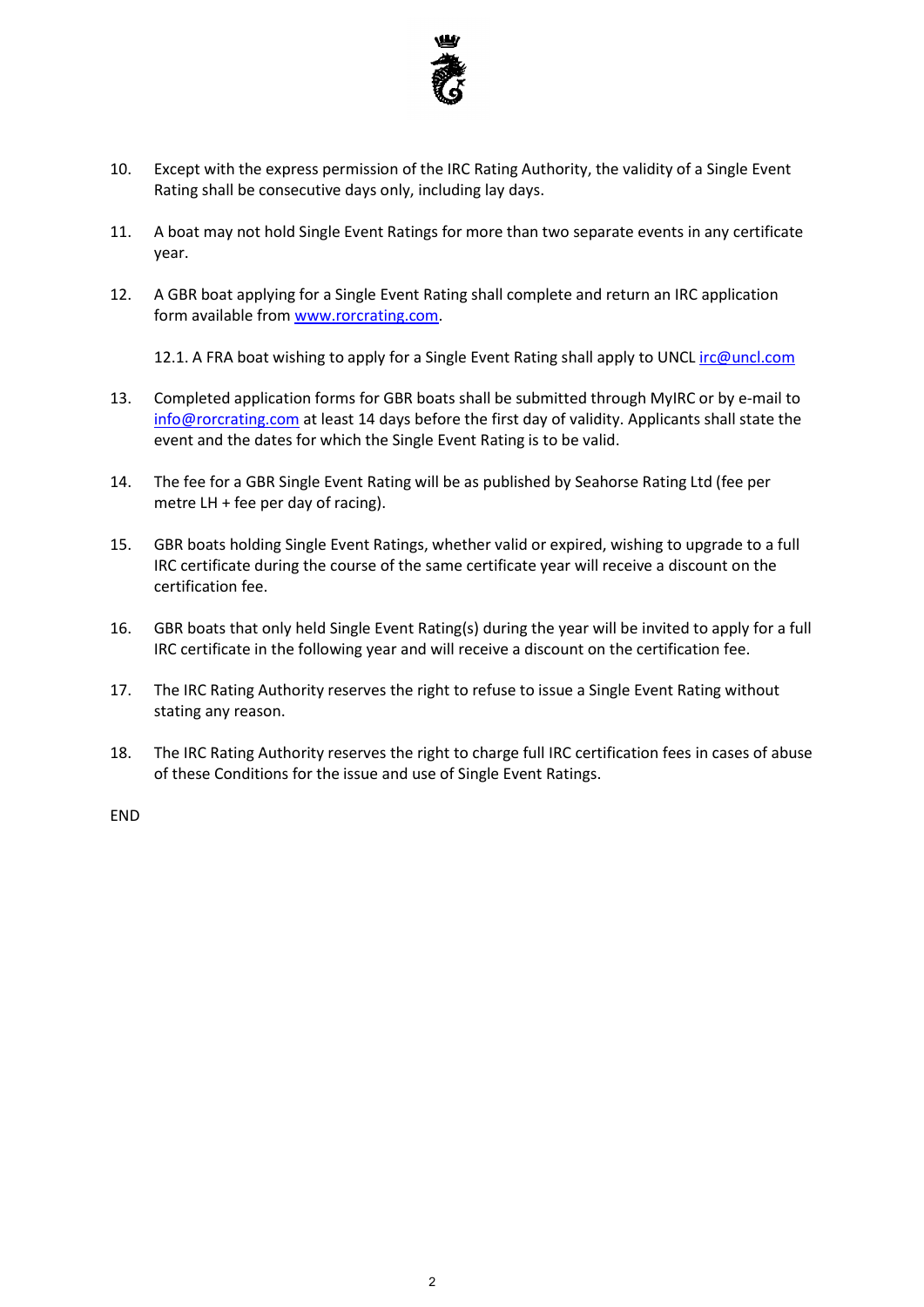10. Except with the express permission of the IRC Rating Authority, the validity of a Single Event Rating shall be consecutive days only, including lay days.

11. A boat may not hold Single Event Ratings for more than two separate events in any certificate year.

12. A GBR boat applying for a Single Event Rating shall complete and return an IRC application form available from www.rorcrating.com.

    12.1. A FRA boat wishing to apply for a Single Event Rating shall apply to UNCL irc@uncl.com

13. Completed application forms for GBR boats shall be submitted through MyIRC or by e-mail to info@rorcrating.com at least 14 days before the first day of validity. Applicants shall state the event and the dates for which the Single Event Rating is to be valid.

14. The fee for a GBR Single Event Rating will be as published by Seahorse Rating Ltd (fee per metre LH + fee per day of racing).

15. GBR boats holding Single Event Ratings, whether valid or expired, wishing to upgrade to a full IRC certificate during the course of the same certificate year will receive a discount on the certification fee.

16. GBR boats that only held Single Event Rating(s) during the year will be invited to apply for a full IRC certificate in the following year and will receive a discount on the certification fee.

17. The IRC Rating Authority reserves the right to refuse to issue a Single Event Rating without stating any reason.

18. The IRC Rating Authority reserves the right to charge full IRC certification fees in cases of abuse of these Conditions for the issue and use of Single Event Ratings.

END